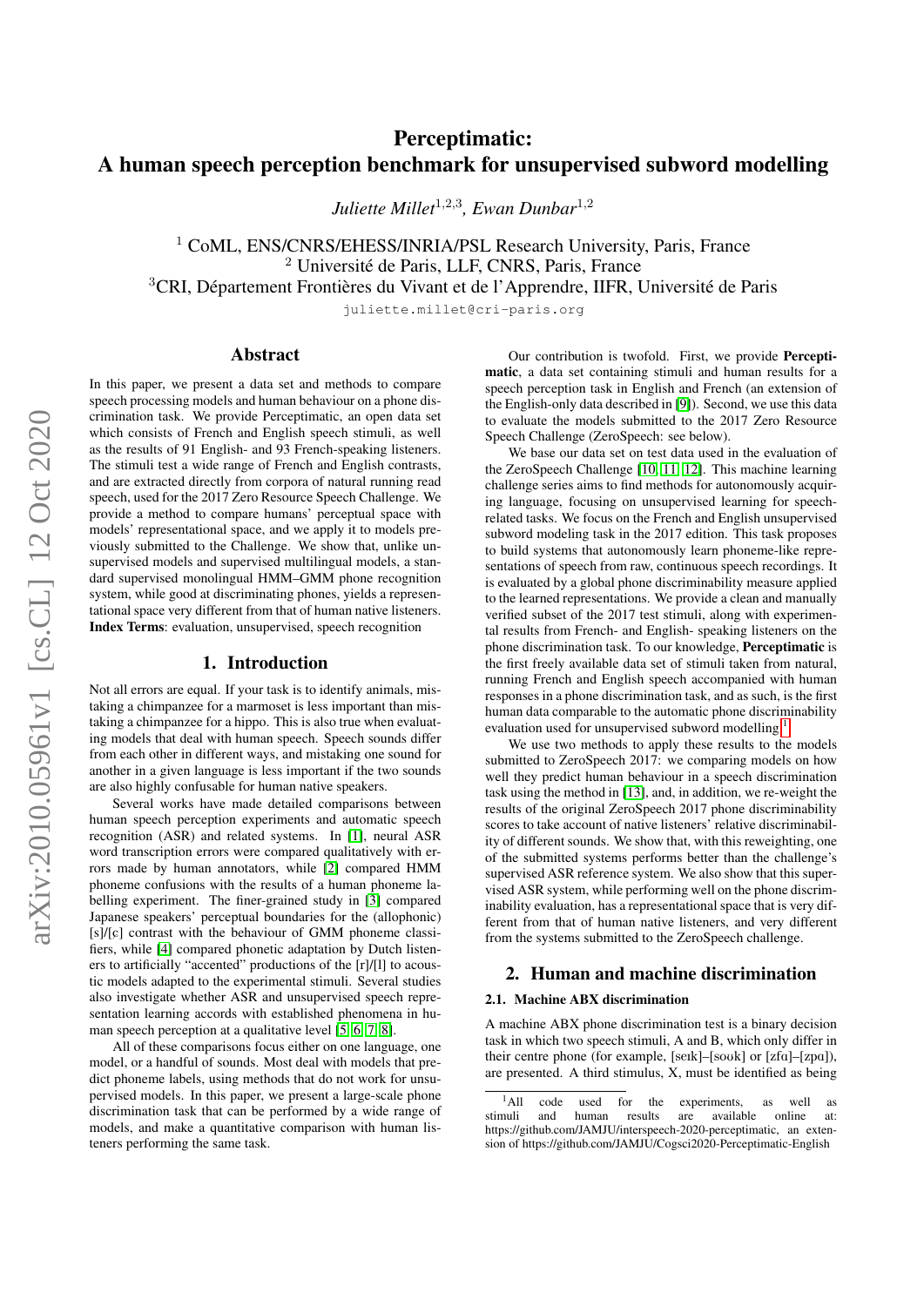# Perceptimatic: A human speech perception benchmark for unsupervised subword modelling

*Juliette Millet*[1,2,3], *Ewan Dunbar*[1,2]

[1] CoML, ENS/CNRS/EHESS/INRIA/PSL Research University, Paris, France
[2] Université de Paris, LLF, CNRS, Paris, France
[3] CRI, Département Frontières du Vivant et de l'Apprendre, IIFR, Université de Paris

juliette.millet@cri-paris.org

## Abstract

In this paper, we present a data set and methods to compare speech processing models and human behaviour on a phone discrimination task. We provide Perceptimatic, an open data set which consists of French and English speech stimuli, as well as the results of 91 English- and 93 French-speaking listeners. The stimuli test a wide range of French and English contrasts, and are extracted directly from corpora of natural running read speech, used for the 2017 Zero Resource Speech Challenge. We provide a method to compare humans' perceptual space with models' representational space, and we apply it to models previously submitted to the Challenge. We show that, unlike unsupervised models and supervised multilingual models, a standard supervised monolingual HMM–GMM phone recognition system, while good at discriminating phones, yields a representational space very different from that of human native listeners.

**Index Terms**: evaluation, unsupervised, speech recognition

## 1. Introduction

Not all errors are equal. If your task is to identify animals, mistaking a chimpanzee for a marmoset is less important than mistaking a chimpanzee for a hippo. This is also true when evaluating models that deal with human speech. Speech sounds differ from each other in different ways, and mistaking one sound for another in a given language is less important if the two sounds are also highly confusable for human native speakers.

Several works have made detailed comparisons between human speech perception experiments and automatic speech recognition (ASR) and related systems. In [1], neural ASR word transcription errors were compared qualitatively with errors made by human annotators, while [2] compared HMM phoneme confusions with the results of a human phoneme labelling experiment. The finer-grained study in [3] compared Japanese speakers' perceptual boundaries for the (allophonic) [s]/[ɕ] contrast with the behaviour of GMM phoneme classifiers, while [4] compared phonetic adaptation by Dutch listeners to artificially "accented" productions of the [r]/[l] to acoustic models adapted to the experimental stimuli. Several studies also investigate whether ASR and unsupervised speech representation learning accords with established phenomena in human speech perception at a qualitative level [5, 6, 7, 8].

All of these comparisons focus either on one language, one model, or a handful of sounds. Most deal with models that predict phoneme labels, using methods that do not work for unsupervised models. In this paper, we present a large-scale phone discrimination task that can be performed by a wide range of models, and make a quantitative comparison with human listeners performing the same task.

Our contribution is twofold. First, we provide **Perceptimatic**, a data set containing stimuli and human results for a speech perception task in English and French (an extension of the English-only data described in [9]). Second, we use this data to evaluate the models submitted to the 2017 Zero Resource Speech Challenge (ZeroSpeech: see below).

We base our data set on test data used in the evaluation of the ZeroSpeech Challenge [10, 11, 12]. This machine learning challenge series aims to find methods for autonomously acquiring language, focusing on unsupervised learning for speech-related tasks. We focus on the French and English unsupervised subword modeling task in the 2017 edition. This task proposes to build systems that autonomously learn phoneme-like representations of speech from raw, continuous speech recordings. It is evaluated by a global phone discriminability measure applied to the learned representations. We provide a clean and manually verified subset of the 2017 test stimuli, along with experimental results from French- and English- speaking listeners on the phone discrimination task. To our knowledge, **Perceptimatic** is the first freely available data set of stimuli taken from natural, running French and English speech accompanied with human responses in a phone discrimination task, and as such, is the first human data comparable to the automatic phone discriminability evaluation used for unsupervised subword modelling[1].

We use two methods to apply these results to the models submitted to ZeroSpeech 2017: we comparing models on how well they predict human behaviour in a speech discrimination task using the method in [13], and, in addition, we re-weight the results of the original ZeroSpeech 2017 phone discriminability scores to take account of native listeners' relative discriminability of different sounds. We show that, with this reweighting, one of the submitted systems performs better than the challenge's supervised ASR reference system. We also show that this supervised ASR system, while performing well on the phone discriminability evaluation, has a representational space that is very different from that of human native listeners, and very different from the systems submitted to the ZeroSpeech challenge.

## 2. Human and machine discrimination

### 2.1. Machine ABX discrimination

A machine ABX phone discrimination test is a binary decision task in which two speech stimuli, A and B, which only differ in their centre phone (for example, [seɪk]–[soʊk] or [zfɑ]–[zpɑ]), are presented. A third stimulus, X, must be identified as being

[1] All code used for the experiments, as well as stimuli and human results are available online at: https://github.com/JAMJU/interspeech-2020-perceptimatic, an extension of https://github.com/JAMJU/Cogsci2020-Perceptimatic-English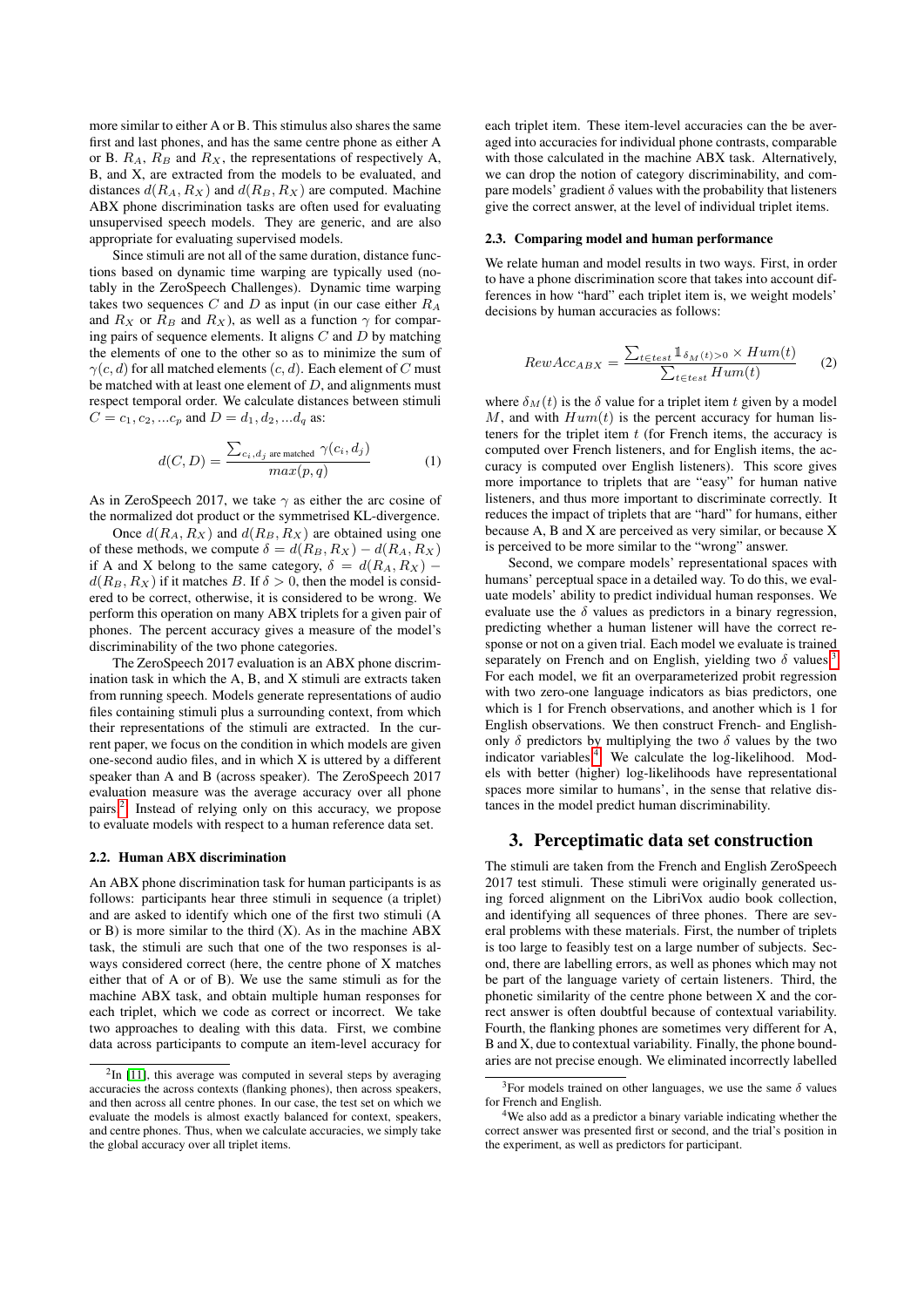more similar to either A or B. This stimulus also shares the same first and last phones, and has the same centre phone as either A or B. $R_A$, $R_B$ and $R_X$, the representations of respectively A, B, and X, are extracted from the models to be evaluated, and distances $d(R_A, R_X)$ and $d(R_B, R_X)$ are computed. Machine ABX phone discrimination tasks are often used for evaluating unsupervised speech models. They are generic, and are also appropriate for evaluating supervised models.

Since stimuli are not all of the same duration, distance functions based on dynamic time warping are typically used (notably in the ZeroSpeech Challenges). Dynamic time warping takes two sequences $C$ and $D$ as input (in our case either $R_A$ and $R_X$ or $R_B$ and $R_X$), as well as a function $\gamma$ for comparing pairs of sequence elements. It aligns $C$ and $D$ by matching the elements of one to the other so as to minimize the sum of $\gamma(c, d)$ for all matched elements $(c, d)$. Each element of $C$ must be matched with at least one element of $D$, and alignments must respect temporal order. We calculate distances between stimuli $C = c_1, c_2, ...c_p$ and $D = d_1, d_2, ...d_q$ as:

$$d(C, D) = \frac{\sum_{c_i, d_j \text{ are matched}} \gamma(c_i, d_j)}{max(p, q)} \qquad (1)$$

As in ZeroSpeech 2017, we take $\gamma$ as either the arc cosine of the normalized dot product or the symmetrised KL-divergence.

Once $d(R_A, R_X)$ and $d(R_B, R_X)$ are obtained using one of these methods, we compute $\delta = d(R_B, R_X) - d(R_A, R_X)$ if A and X belong to the same category, $\delta = d(R_A, R_X) - d(R_B, R_X)$ if it matches $B$. If $\delta > 0$, then the model is considered to be correct, otherwise, it is considered to be wrong. We perform this operation on many ABX triplets for a given pair of phones. The percent accuracy gives a measure of the model's discriminability of the two phone categories.

The ZeroSpeech 2017 evaluation is an ABX phone discrimination task in which the A, B, and X stimuli are extracts taken from running speech. Models generate representations of audio files containing stimuli plus a surrounding context, from which their representations of the stimuli are extracted. In the current paper, we focus on the condition in which models are given one-second audio files, and in which X is uttered by a different speaker than A and B (across speaker). The ZeroSpeech 2017 evaluation measure was the average accuracy over all phone pairs.[2] Instead of relying only on this accuracy, we propose to evaluate models with respect to a human reference data set.

### 2.2. Human ABX discrimination

An ABX phone discrimination task for human participants is as follows: participants hear three stimuli in sequence (a triplet) and are asked to identify which one of the first two stimuli (A or B) is more similar to the third (X). As in the machine ABX task, the stimuli are such that one of the two responses is always considered correct (here, the centre phone of X matches either that of A or of B). We use the same stimuli as for the machine ABX task, and obtain multiple human responses for each triplet, which we code as correct or incorrect. We take two approaches to dealing with this data. First, we combine data across participants to compute an item-level accuracy for each triplet item. These item-level accuracies can the be averaged into accuracies for individual phone contrasts, comparable with those calculated in the machine ABX task. Alternatively, we can drop the notion of category discriminability, and compare models' gradient $\delta$ values with the probability that listeners give the correct answer, at the level of individual triplet items.

### 2.3. Comparing model and human performance

We relate human and model results in two ways. First, in order to have a phone discrimination score that takes into account differences in how "hard" each triplet item is, we weight models' decisions by human accuracies as follows:

$$RewAcc_{ABX} = \frac{\sum_{t \in test} \mathbb{1}_{\delta_M(t)>0} \times Hum(t)}{\sum_{t \in test} Hum(t)} \qquad (2)$$

where $\delta_M(t)$ is the $\delta$ value for a triplet item $t$ given by a model $M$, and with $Hum(t)$ is the percent accuracy for human listeners for the triplet item $t$ (for French items, the accuracy is computed over French listeners, and for English items, the accuracy is computed over English listeners). This score gives more importance to triplets that are "easy" for human native listeners, and thus more important to discriminate correctly. It reduces the impact of triplets that are "hard" for humans, either because A, B and X are perceived as very similar, or because X is perceived to be more similar to the "wrong" answer.

Second, we compare models' representational spaces with humans' perceptual space in a detailed way. To do this, we evaluate models' ability to predict individual human responses. We evaluate use the $\delta$ values as predictors in a binary regression, predicting whether a human listener will have the correct response or not on a given trial. Each model we evaluate is trained separately on French and on English, yielding two $\delta$ values.[3] For each model, we fit an overparameterized probit regression with two zero-one language indicators as bias predictors, one which is 1 for French observations, and another which is 1 for English observations. We then construct French- and English-only $\delta$ predictors by multiplying the two $\delta$ values by the two indicator variables.[4] We calculate the log-likelihood. Models with better (higher) log-likelihoods have representational spaces more similar to humans', in the sense that relative distances in the model predict human discriminability.

## 3. Perceptimatic data set construction

The stimuli are taken from the French and English ZeroSpeech 2017 test stimuli. These stimuli were originally generated using forced alignment on the LibriVox audio book collection, and identifying all sequences of three phones. There are several problems with these materials. First, the number of triplets is too large to feasibly test on a large number of subjects. Second, there are labelling errors, as well as phones which may not be part of the language variety of certain listeners. Third, the phonetic similarity of the centre phone between X and the correct answer is often doubtful because of contextual variability. Fourth, the flanking phones are sometimes very different for A, B and X, due to contextual variability. Finally, the phone boundaries are not precise enough. We eliminated incorrectly labelled

[2] In [11], this average was computed in several steps by averaging accuracies the across contexts (flanking phones), then across speakers, and then across all centre phones. In our case, the test set on which we evaluate the models is almost exactly balanced for context, speakers, and centre phones. Thus, when we calculate accuracies, we simply take the global accuracy over all triplet items.

[3] For models trained on other languages, we use the same $\delta$ values for French and English.

[4] We also add as a predictor a binary variable indicating whether the correct answer was presented first or second, and the trial's position in the experiment, as well as predictors for participant.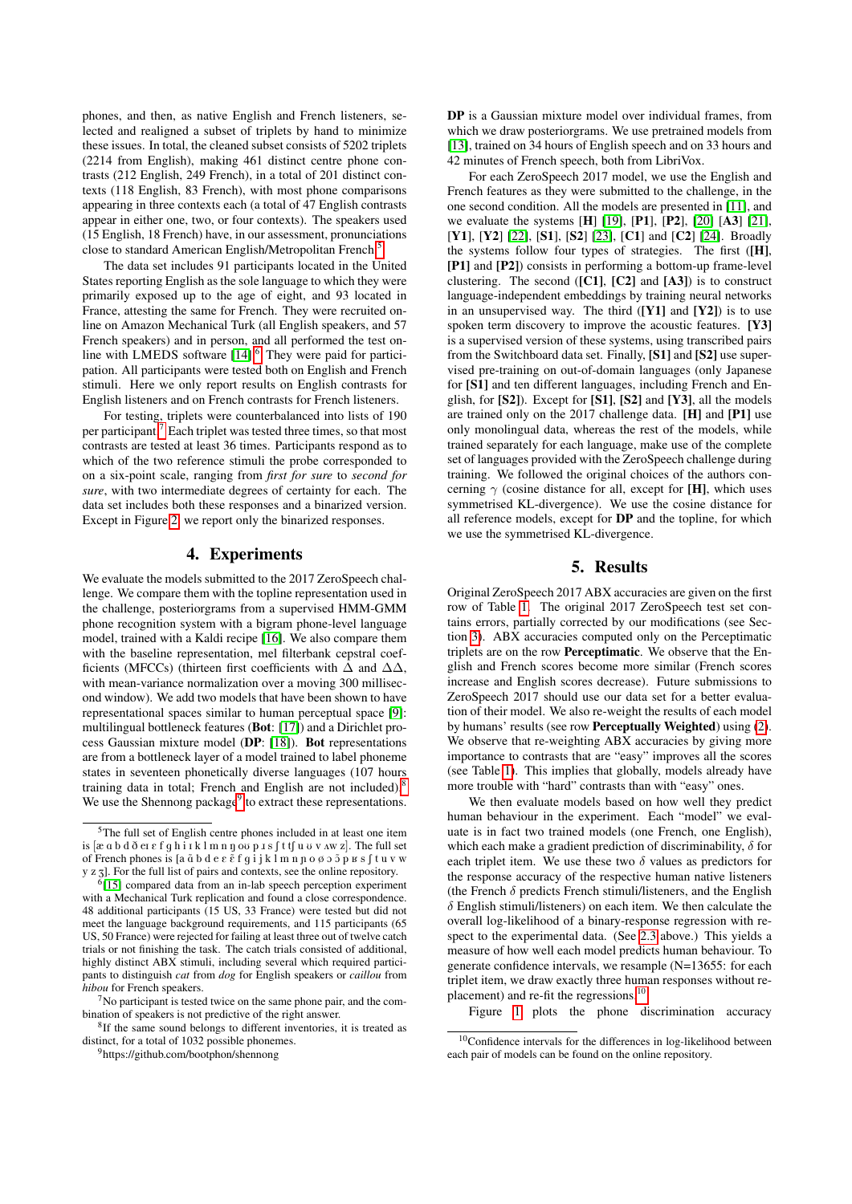phones, and then, as native English and French listeners, selected and realigned a subset of triplets by hand to minimize these issues. In total, the cleaned subset consists of 5202 triplets (2214 from English), making 461 distinct centre phone contrasts (212 English, 249 French), in a total of 201 distinct contexts (118 English, 83 French), with most phone comparisons appearing in three contexts each (a total of 47 English contrasts appear in either one, two, or four contexts). The speakers used (15 English, 18 French) have, in our assessment, pronunciations close to standard American English/Metropolitan French.[5]

The data set includes 91 participants located in the United States reporting English as the sole language to which they were primarily exposed up to the age of eight, and 93 located in France, attesting the same for French. They were recruited online on Amazon Mechanical Turk (all English speakers, and 57 French speakers) and in person, and all performed the test online with LMEDS software [14].[6] They were paid for participation. All participants were tested both on English and French stimuli. Here we only report results on English contrasts for English listeners and on French contrasts for French listeners.

For testing, triplets were counterbalanced into lists of 190 per participant.[7] Each triplet was tested three times, so that most contrasts are tested at least 36 times. Participants respond as to which of the two reference stimuli the probe corresponded to on a six-point scale, ranging from *first for sure* to *second for sure*, with two intermediate degrees of certainty for each. The data set includes both these responses and a binarized version. Except in Figure 2, we report only the binarized responses.

## 4. Experiments

We evaluate the models submitted to the 2017 ZeroSpeech challenge. We compare them with the topline representation used in the challenge, posteriorgrams from a supervised HMM-GMM phone recognition system with a bigram phone-level language model, trained with a Kaldi recipe [16]. We also compare them with the baseline representation, mel filterbank cepstral coefficients (MFCCs) (thirteen first coefficients with $\Delta$ and $\Delta\Delta$, with mean-variance normalization over a moving 300 millisecond window). We add two models that have been shown to have representational spaces similar to human perceptual space [9]: multilingual bottleneck features (**Bot**: [17]) and a Dirichlet process Gaussian mixture model (**DP**: [18]). **Bot** representations are from a bottleneck layer of a model trained to label phoneme states in seventeen phonetically diverse languages (107 hours training data in total; French and English are not included).[8] We use the Shennong package[9] to extract these representations.

**DP** is a Gaussian mixture model over individual frames, from which we draw posteriorgrams. We use pretrained models from [13], trained on 34 hours of English speech and on 33 hours and 42 minutes of French speech, both from LibriVox.

For each ZeroSpeech 2017 model, we use the English and French features as they were submitted to the challenge, in the one second condition. All the models are presented in [11], and we evaluate the systems [**H**] [19], [**P1**], [**P2**], [20] [**A3**] [21], [**Y1**], [**Y2**] [22], [**S1**], [**S2**] [23], [**C1**] and [**C2**] [24]. Broadly the systems follow four types of strategies. The first ([**H**], [**P1**] and [**P2**]) consists in performing a bottom-up frame-level clustering. The second ([**C1**], [**C2**] and [**A3**]) is to construct language-independent embeddings by training neural networks in an unsupervised way. The third ([**Y1**] and [**Y2**]) is to use spoken term discovery to improve the acoustic features. [**Y3**] is a supervised version of these systems, using transcribed pairs from the Switchboard data set. Finally, [**S1**] and [**S2**] use supervised pre-training on out-of-domain languages (only Japanese for [**S1**] and ten different languages, including French and English, for [**S2**]). Except for [**S1**], [**S2**] and [**Y3**], all the models are trained only on the 2017 challenge data. [**H**] and [**P1**] use only monolingual data, whereas the rest of the models, while trained separately for each language, make use of the complete set of languages provided with the ZeroSpeech challenge during training. We followed the original choices of the authors concerning $\gamma$ (cosine distance for all, except for [**H**], which uses symmetrised KL-divergence). We use the cosine distance for all reference models, except for **DP** and the topline, for which we use the symmetrised KL-divergence.

## 5. Results

Original ZeroSpeech 2017 ABX accuracies are given on the first row of Table 1. The original 2017 ZeroSpeech test set contains errors, partially corrected by our modifications (see Section 3). ABX accuracies computed only on the Perceptimatic triplets are on the row **Perceptimatic**. We observe that the English and French scores become more similar (French scores increase and English scores decrease). Future submissions to ZeroSpeech 2017 should use our data set for a better evaluation of their model. We also re-weight the results of each model by humans' results (see row **Perceptually Weighted**) using (2). We observe that re-weighting ABX accuracies by giving more importance to contrasts that are "easy" improves all the scores (see Table 1). This implies that globally, models already have more trouble with "hard" contrasts than with "easy" ones.

We then evaluate models based on how well they predict human behaviour in the experiment. Each "model" we evaluate is in fact two trained models (one French, one English), which each make a gradient prediction of discriminability, $\delta$ for each triplet item. We use these two $\delta$ values as predictors for the response accuracy of the respective human native listeners (the French $\delta$ predicts French stimuli/listeners, and the English $\delta$ English stimuli/listeners) on each item. We then calculate the overall log-likelihood of a binary-response regression with respect to the experimental data. (See 2.3 above.) This yields a measure of how well each model predicts human behaviour. To generate confidence intervals, we resample (N=13655: for each triplet item, we draw exactly three human responses without replacement) and re-fit the regressions.[10]

Figure 1 plots the phone discrimination accuracy

---

[5] The full set of English centre phones included in at least one item is [æ ɑ b d ð eɪ ɛ f ɡ h i ɪ k l m n ŋ oʊ p ɹ s ʃ t tʃ u ʊ v ʌw z]. The full set of French phones is [a ɑ̃ b d e ɛ ɛ̃ f ɡ i j k l m n ɲ o ø ɔ ɔ̃ p ʁ s ʃ t u v w y z ʒ]. For the full list of pairs and contexts, see the online repository.

[6] [15] compared data from an in-lab speech perception experiment with a Mechanical Turk replication and found a close correspondence. 48 additional participants (15 US, 33 France) were tested but did not meet the language background requirements, and 115 participants (65 US, 50 France) were rejected for failing at least three out of twelve catch trials or not finishing the task. The catch trials consisted of additional, highly distinct ABX stimuli, including several which required participants to distinguish *cat* from *dog* for English speakers or *caillou* from *hibou* for French speakers.

[7] No participant is tested twice on the same phone pair, and the combination of speakers is not predictive of the right answer.

[8] If the same sound belongs to different inventories, it is treated as distinct, for a total of 1032 possible phonemes.

[9] https://github.com/bootphon/shennong

[10] Confidence intervals for the differences in log-likelihood between each pair of models can be found on the online repository.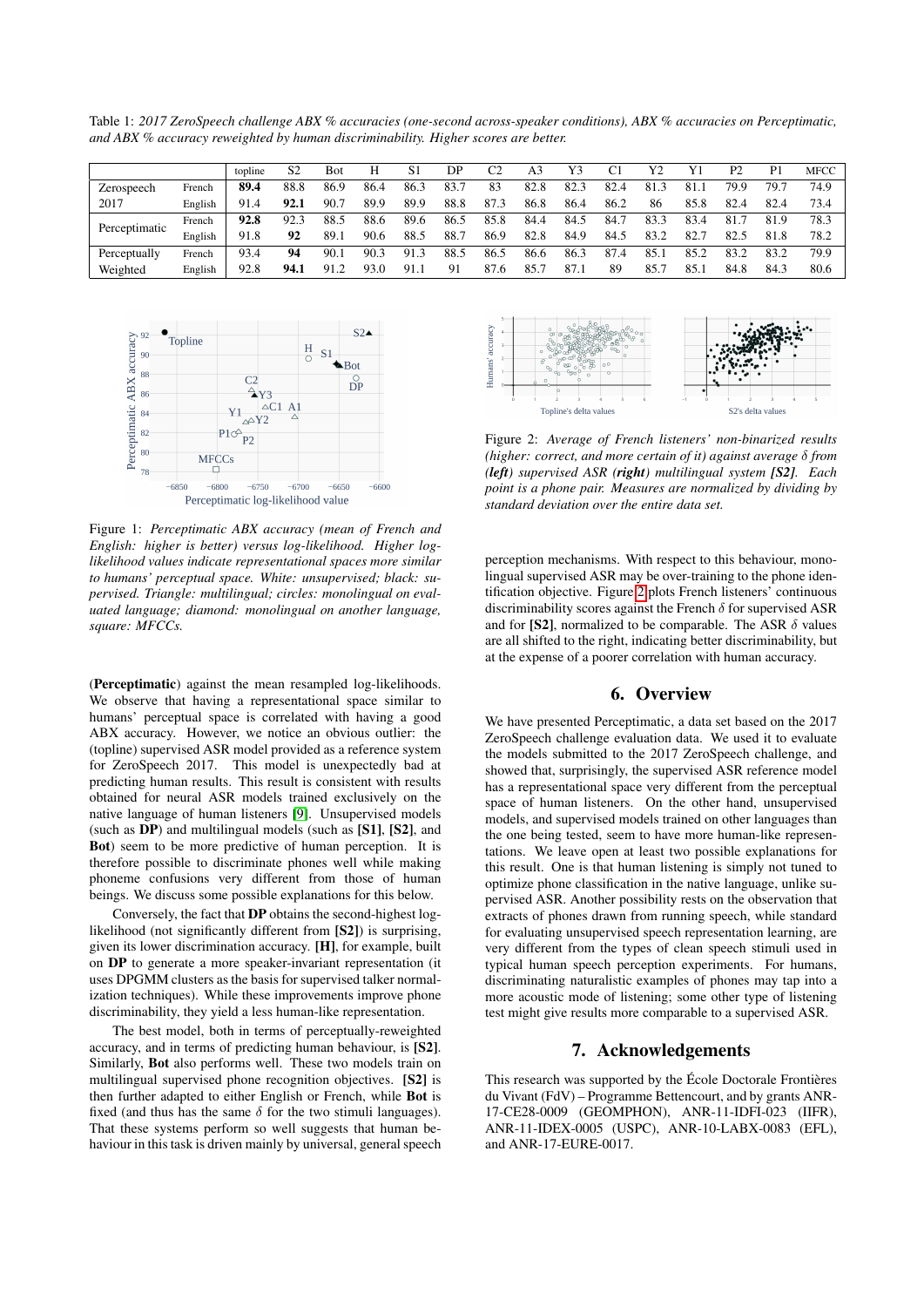Table 1: *2017 ZeroSpeech challenge ABX % accuracies (one-second across-speaker conditions), ABX % accuracies on Perceptimatic, and ABX % accuracy reweighted by human discriminability. Higher scores are better.*

| | | topline | S2 | Bot | H | S1 | DP | C2 | A3 | Y3 | C1 | Y2 | Y1 | P2 | P1 | MFCC |
|---|---|---|---|---|---|---|---|---|---|---|---|---|---|---|---|---|
| Zerospeech 2017 | French | **89.4** | 88.8 | 86.9 | 86.4 | 86.3 | 83.7 | 83 | 82.8 | 82.3 | 82.4 | 81.3 | 81.1 | 79.9 | 79.7 | 74.9 |
| | English | 91.4 | **92.1** | 90.7 | 89.9 | 89.9 | 88.8 | 87.3 | 86.8 | 86.4 | 86.2 | 86 | 85.8 | 82.4 | 82.4 | 73.4 |
| Perceptimatic | French | **92.8** | 92.3 | 88.5 | 88.6 | 89.6 | 86.5 | 85.8 | 84.4 | 84.5 | 84.7 | 83.3 | 83.4 | 81.7 | 81.9 | 78.3 |
| | English | 91.8 | **92** | 89.1 | 90.6 | 88.5 | 88.7 | 86.9 | 82.8 | 84.9 | 84.5 | 83.2 | 82.7 | 82.5 | 81.8 | 78.2 |
| Perceptually Weighted | French | 93.4 | **94** | 90.1 | 90.3 | 91.3 | 88.5 | 86.5 | 86.6 | 86.3 | 87.4 | 85.1 | 85.2 | 83.2 | 83.2 | 79.9 |
| | English | 92.8 | **94.1** | 91.2 | 93.0 | 91.1 | 91 | 87.6 | 85.7 | 87.1 | 89 | 85.7 | 85.1 | 84.8 | 84.3 | 80.6 |

Figure 1: *Perceptimatic ABX accuracy (mean of French and English: higher is better) versus log-likelihood. Higher log-likelihood values indicate representational spaces more similar to humans' perceptual space. White: unsupervised; black: supervised. Triangle: multilingual; circles: monolingual on evaluated language; diamond: monolingual on another language, square: MFCCs.*

(**Perceptimatic**) against the mean resampled log-likelihoods. We observe that having a representational space similar to humans' perceptual space is correlated with having a good ABX accuracy. However, we notice an obvious outlier: the (topline) supervised ASR model provided as a reference system for ZeroSpeech 2017. This model is unexpectedly bad at predicting human results. This result is consistent with results obtained for neural ASR models trained exclusively on the native language of human listeners [9]. Unsupervised models (such as **DP**) and multilingual models (such as **[S1]**, **[S2]**, and **Bot**) seem to be more predictive of human perception. It is therefore possible to discriminate phones well while making phoneme confusions very different from those of human beings. We discuss some possible explanations for this below.

Conversely, the fact that **DP** obtains the second-highest log-likelihood (not significantly different from **[S2]**) is surprising, given its lower discrimination accuracy. **[H]**, for example, built on **DP** to generate a more speaker-invariant representation (it uses DPGMM clusters as the basis for supervised talker normalization techniques). While these improvements improve phone discriminability, they yield a less human-like representation.

The best model, both in terms of perceptually-reweighted accuracy, and in terms of predicting human behaviour, is **[S2]**. Similarly, **Bot** also performs well. These two models train on multilingual supervised phone recognition objectives. **[S2]** is then further adapted to either English or French, while **Bot** is fixed (and thus has the same $\delta$ for the two stimuli languages). That these systems perform so well suggests that human behaviour in this task is driven mainly by universal, general speech perception mechanisms. With respect to this behaviour, monolingual supervised ASR may be over-training to the phone identification objective. Figure 2 plots French listeners' continuous discriminability scores against the French $\delta$ for supervised ASR and for **[S2]**, normalized to be comparable. The ASR $\delta$ values are all shifted to the right, indicating better discriminability, but at the expense of a poorer correlation with human accuracy.

Figure 2: *Average of French listeners' non-binarized results (higher: correct, and more certain of it) against average $\delta$ from **(left)** supervised ASR **(right)** multilingual system **[S2]**. Each point is a phone pair. Measures are normalized by dividing by standard deviation over the entire data set.*

## 6. Overview

We have presented Perceptimatic, a data set based on the 2017 ZeroSpeech challenge evaluation data. We used it to evaluate the models submitted to the 2017 ZeroSpeech challenge, and showed that, surprisingly, the supervised ASR reference model has a representational space very different from the perceptual space of human listeners. On the other hand, unsupervised models, and supervised models trained on other languages than the one being tested, seem to have more human-like representations. We leave open at least two possible explanations for this result. One is that human listening is simply not tuned to optimize phone classification in the native language, unlike supervised ASR. Another possibility rests on the observation that extracts of phones drawn from running speech, while standard for evaluating unsupervised speech representation learning, are very different from the types of clean speech stimuli used in typical human speech perception experiments. For humans, discriminating naturalistic examples of phones may tap into a more acoustic mode of listening; some other type of listening test might give results more comparable to a supervised ASR.

## 7. Acknowledgements

This research was supported by the École Doctorale Frontières du Vivant (FdV) – Programme Bettencourt, and by grants ANR-17-CE28-0009 (GEOMPHON), ANR-11-IDFI-023 (IIFR), ANR-11-IDEX-0005 (USPC), ANR-10-LABX-0083 (EFL), and ANR-17-EURE-0017.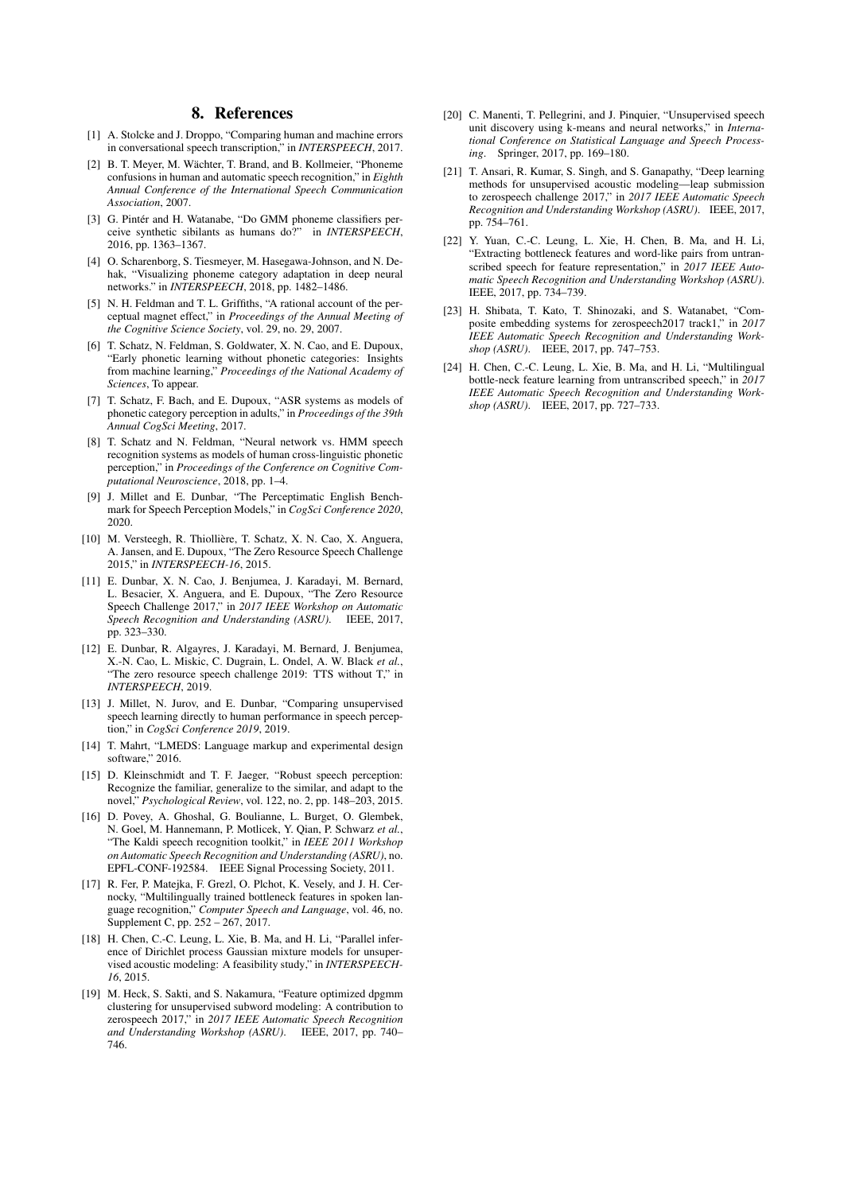## 8. References

[1] A. Stolcke and J. Droppo, "Comparing human and machine errors in conversational speech transcription," in *INTERSPEECH*, 2017.

[2] B. T. Meyer, M. Wächter, T. Brand, and B. Kollmeier, "Phoneme confusions in human and automatic speech recognition," in *Eighth Annual Conference of the International Speech Communication Association*, 2007.

[3] G. Pintér and H. Watanabe, "Do GMM phoneme classifiers perceive synthetic sibilants as humans do?" in *INTERSPEECH*, 2016, pp. 1363–1367.

[4] O. Scharenborg, S. Tiesmeyer, M. Hasegawa-Johnson, and N. Dehak, "Visualizing phoneme category adaptation in deep neural networks." in *INTERSPEECH*, 2018, pp. 1482–1486.

[5] N. H. Feldman and T. L. Griffiths, "A rational account of the perceptual magnet effect," in *Proceedings of the Annual Meeting of the Cognitive Science Society*, vol. 29, no. 29, 2007.

[6] T. Schatz, N. Feldman, S. Goldwater, X. N. Cao, and E. Dupoux, "Early phonetic learning without phonetic categories: Insights from machine learning," *Proceedings of the National Academy of Sciences*, To appear.

[7] T. Schatz, F. Bach, and E. Dupoux, "ASR systems as models of phonetic category perception in adults," in *Proceedings of the 39th Annual CogSci Meeting*, 2017.

[8] T. Schatz and N. Feldman, "Neural network vs. HMM speech recognition systems as models of human cross-linguistic phonetic perception," in *Proceedings of the Conference on Cognitive Computational Neuroscience*, 2018, pp. 1–4.

[9] J. Millet and E. Dunbar, "The Perceptimatic English Benchmark for Speech Perception Models," in *CogSci Conference 2020*, 2020.

[10] M. Versteegh, R. Thiollière, T. Schatz, X. N. Cao, X. Anguera, A. Jansen, and E. Dupoux, "The Zero Resource Speech Challenge 2015," in *INTERSPEECH-16*, 2015.

[11] E. Dunbar, X. N. Cao, J. Benjumea, J. Karadayi, M. Bernard, L. Besacier, X. Anguera, and E. Dupoux, "The Zero Resource Speech Challenge 2017," in *2017 IEEE Workshop on Automatic Speech Recognition and Understanding (ASRU)*. IEEE, 2017, pp. 323–330.

[12] E. Dunbar, R. Algayres, J. Karadayi, M. Bernard, J. Benjumea, X.-N. Cao, L. Miskic, C. Dugrain, L. Ondel, A. W. Black *et al.*, "The zero resource speech challenge 2019: TTS without T," in *INTERSPEECH*, 2019.

[13] J. Millet, N. Jurov, and E. Dunbar, "Comparing unsupervised speech learning directly to human performance in speech perception," in *CogSci Conference 2019*, 2019.

[14] T. Mahrt, "LMEDS: Language markup and experimental design software," 2016.

[15] D. Kleinschmidt and T. F. Jaeger, "Robust speech perception: Recognize the familiar, generalize to the similar, and adapt to the novel," *Psychological Review*, vol. 122, no. 2, pp. 148–203, 2015.

[16] D. Povey, A. Ghoshal, G. Boulianne, L. Burget, O. Glembek, N. Goel, M. Hannemann, P. Motlicek, Y. Qian, P. Schwarz *et al.*, "The Kaldi speech recognition toolkit," in *IEEE 2011 Workshop on Automatic Speech Recognition and Understanding (ASRU)*, no. EPFL-CONF-192584. IEEE Signal Processing Society, 2011.

[17] R. Fer, P. Matejka, F. Grezl, O. Plchot, K. Vesely, and J. H. Cernocky, "Multilingually trained bottleneck features in spoken language recognition," *Computer Speech and Language*, vol. 46, no. Supplement C, pp. 252 – 267, 2017.

[18] H. Chen, C.-C. Leung, L. Xie, B. Ma, and H. Li, "Parallel inference of Dirichlet process Gaussian mixture models for unsupervised acoustic modeling: A feasibility study," in *INTERSPEECH-16*, 2015.

[19] M. Heck, S. Sakti, and S. Nakamura, "Feature optimized dpgmm clustering for unsupervised subword modeling: A contribution to zerospeech 2017," in *2017 IEEE Automatic Speech Recognition and Understanding Workshop (ASRU)*. IEEE, 2017, pp. 740–746.

[20] C. Manenti, T. Pellegrini, and J. Pinquier, "Unsupervised speech unit discovery using k-means and neural networks," in *International Conference on Statistical Language and Speech Processing*. Springer, 2017, pp. 169–180.

[21] T. Ansari, R. Kumar, S. Singh, and S. Ganapathy, "Deep learning methods for unsupervised acoustic modeling—leap submission to zerospeech challenge 2017," in *2017 IEEE Automatic Speech Recognition and Understanding Workshop (ASRU)*. IEEE, 2017, pp. 754–761.

[22] Y. Yuan, C.-C. Leung, L. Xie, H. Chen, B. Ma, and H. Li, "Extracting bottleneck features and word-like pairs from untranscribed speech for feature representation," in *2017 IEEE Automatic Speech Recognition and Understanding Workshop (ASRU)*. IEEE, 2017, pp. 734–739.

[23] H. Shibata, T. Kato, T. Shinozaki, and S. Watanabet, "Composite embedding systems for zerospeech2017 track1," in *2017 IEEE Automatic Speech Recognition and Understanding Workshop (ASRU)*. IEEE, 2017, pp. 747–753.

[24] H. Chen, C.-C. Leung, L. Xie, B. Ma, and H. Li, "Multilingual bottle-neck feature learning from untranscribed speech," in *2017 IEEE Automatic Speech Recognition and Understanding Workshop (ASRU)*. IEEE, 2017, pp. 727–733.